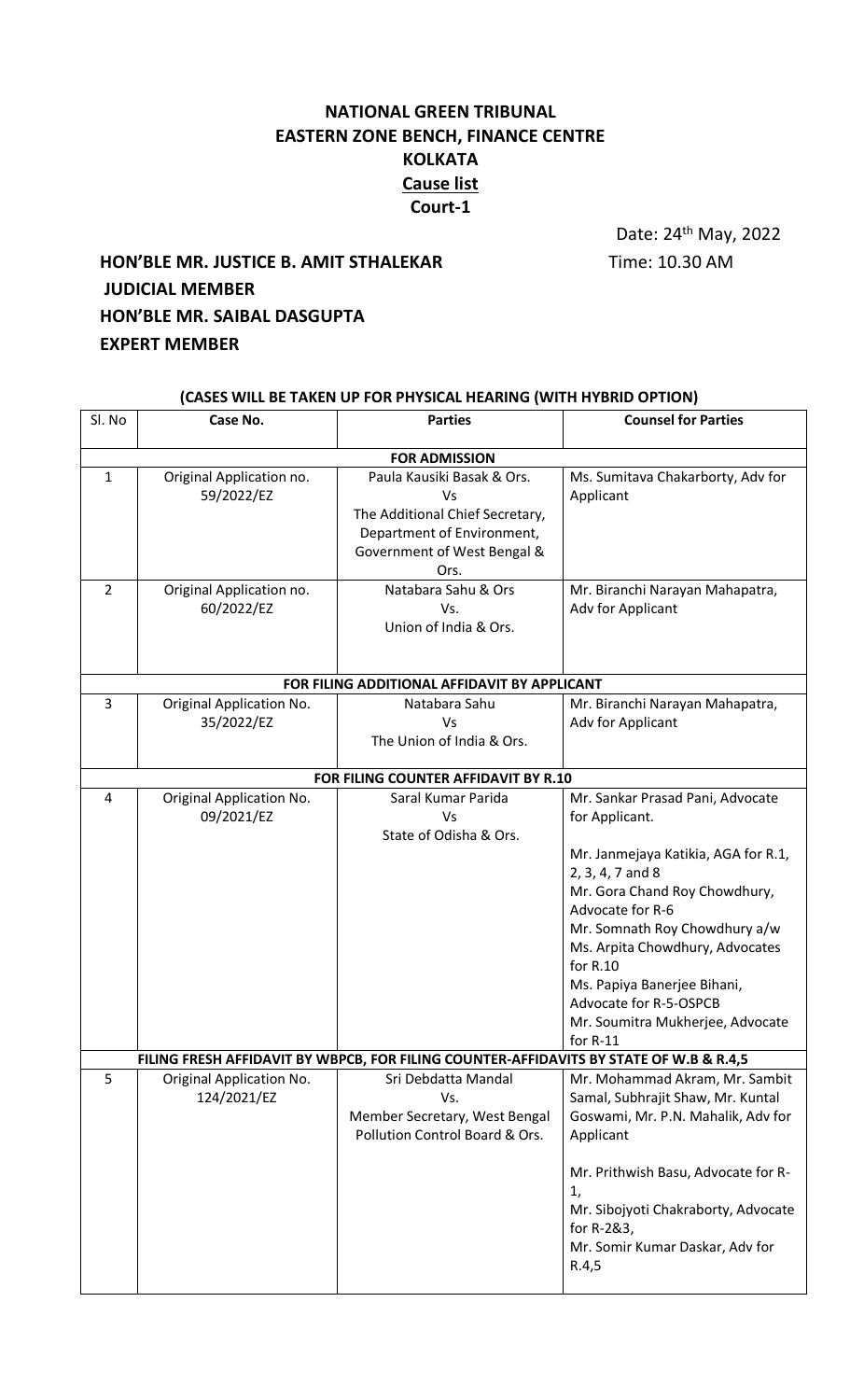# NATIONAL GREEN TRIBUNAL
# EASTERN ZONE BENCH, FINANCE CENTRE
# KOLKATA
## Cause list
## Court-1

Date: 24th May, 2022

**HON'BLE MR. JUSTICE B. AMIT STHALEKAR** Time: 10.30 AM
**JUDICIAL MEMBER**
**HON'BLE MR. SAIBAL DASGUPTA**
**EXPERT MEMBER**

**(CASES WILL BE TAKEN UP FOR PHYSICAL HEARING (WITH HYBRID OPTION)**

| Sl. No | Case No. | Parties | Counsel for Parties |
|---|---|---|---|
| **FOR ADMISSION** | | | |
| 1 | Original Application no. 59/2022/EZ | Paula Kausiki Basak & Ors. Vs The Additional Chief Secretary, Department of Environment, Government of West Bengal & Ors. | Ms. Sumitava Chakarborty, Adv for Applicant |
| 2 | Original Application no. 60/2022/EZ | Natabara Sahu & Ors Vs. Union of India & Ors. | Mr. Biranchi Narayan Mahapatra, Adv for Applicant |
| **FOR FILING ADDITIONAL AFFIDAVIT BY APPLICANT** | | | |
| 3 | Original Application No. 35/2022/EZ | Natabara Sahu Vs The Union of India & Ors. | Mr. Biranchi Narayan Mahapatra, Adv for Applicant |
| **FOR FILING COUNTER AFFIDAVIT BY R.10** | | | |
| 4 | Original Application No. 09/2021/EZ | Saral Kumar Parida Vs State of Odisha & Ors. | Mr. Sankar Prasad Pani, Advocate for Applicant.<br><br>Mr. Janmejaya Katikia, AGA for R.1, 2, 3, 4, 7 and 8<br>Mr. Gora Chand Roy Chowdhury, Advocate for R-6<br>Mr. Somnath Roy Chowdhury a/w Ms. Arpita Chowdhury, Advocates for R.10<br>Ms. Papiya Banerjee Bihani, Advocate for R-5-OSPCB<br>Mr. Soumitra Mukherjee, Advocate for R-11 |
| **FILING FRESH AFFIDAVIT BY WBPCB, FOR FILING COUNTER-AFFIDAVITS BY STATE OF W.B & R.4,5** | | | |
| 5 | Original Application No. 124/2021/EZ | Sri Debdatta Mandal Vs. Member Secretary, West Bengal Pollution Control Board & Ors. | Mr. Mohammad Akram, Mr. Sambit Samal, Subhrajit Shaw, Mr. Kuntal Goswami, Mr. P.N. Mahalik, Adv for Applicant<br><br>Mr. Prithwish Basu, Advocate for R-1,<br>Mr. Sibojyoti Chakraborty, Advocate for R-2&3,<br>Mr. Somir Kumar Daskar, Adv for R.4,5 |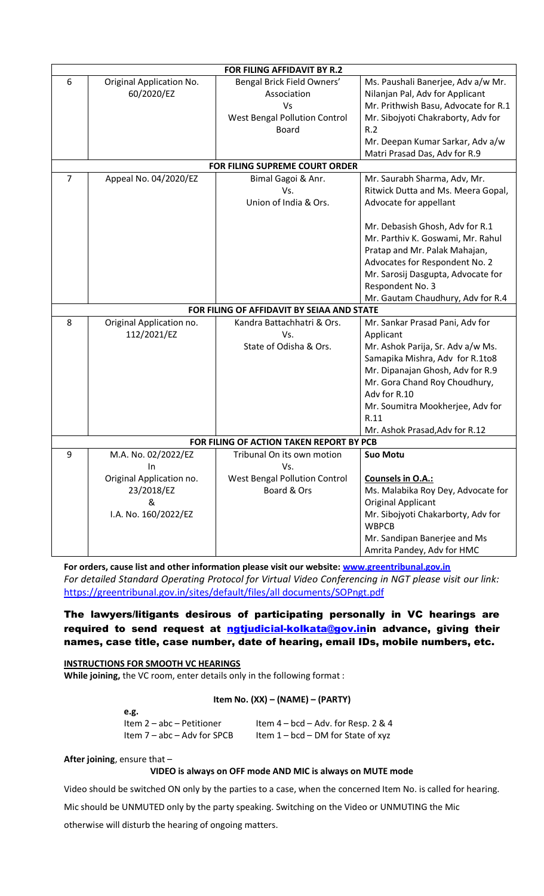| | | | |
|---|---|---|---|
| **FOR FILING AFFIDAVIT BY R.2** | | | |
| 6 | Original Application No. 60/2020/EZ | Bengal Brick Field Owners' Association Vs West Bengal Pollution Control Board | Ms. Paushali Banerjee, Adv a/w Mr. Nilanjan Pal, Adv for Applicant<br>Mr. Prithwish Basu, Advocate for R.1<br>Mr. Sibojyoti Chakraborty, Adv for R.2<br>Mr. Deepan Kumar Sarkar, Adv a/w Matri Prasad Das, Adv for R.9 |
| **FOR FILING SUPREME COURT ORDER** | | | |
| 7 | Appeal No. 04/2020/EZ | Bimal Gagoi & Anr. Vs. Union of India & Ors. | Mr. Saurabh Sharma, Adv, Mr. Ritwick Dutta and Ms. Meera Gopal, Advocate for appellant<br><br>Mr. Debasish Ghosh, Adv for R.1<br>Mr. Parthiv K. Goswami, Mr. Rahul Pratap and Mr. Palak Mahajan, Advocates for Respondent No. 2<br>Mr. Sarosij Dasgupta, Advocate for Respondent No. 3<br>Mr. Gautam Chaudhury, Adv for R.4 |
| **FOR FILING OF AFFIDAVIT BY SEIAA AND STATE** | | | |
| 8 | Original Application no. 112/2021/EZ | Kandra Battachhatri & Ors. Vs. State of Odisha & Ors. | Mr. Sankar Prasad Pani, Adv for Applicant<br>Mr. Ashok Parija, Sr. Adv a/w Ms. Samapika Mishra, Adv for R.1to8<br>Mr. Dipanajan Ghosh, Adv for R.9<br>Mr. Gora Chand Roy Choudhury, Adv for R.10<br>Mr. Soumitra Mookherjee, Adv for R.11<br>Mr. Ashok Prasad,Adv for R.12 |
| **FOR FILING OF ACTION TAKEN REPORT BY PCB** | | | |
| 9 | M.A. No. 02/2022/EZ In Original Application no. 23/2018/EZ & I.A. No. 160/2022/EZ | Tribunal On its own motion Vs. West Bengal Pollution Control Board & Ors | **Suo Motu**<br><br>**Counsels in O.A.:**<br>Ms. Malabika Roy Dey, Advocate for Original Applicant<br>Mr. Sibojyoti Chakarborty, Adv for WBPCB<br>Mr. Sandipan Banerjee and Ms Amrita Pandey, Adv for HMC |

**For orders, cause list and other information please visit our website: www.greentribunal.gov.in**
*For detailed Standard Operating Protocol for Virtual Video Conferencing in NGT please visit our link:* https://greentribunal.gov.in/sites/default/files/all documents/SOPngt.pdf

**The lawyers/litigants desirous of participating personally in VC hearings are required to send request at ngtjudicial-kolkata@gov.inin advance, giving their names, case title, case number, date of hearing, email IDs, mobile numbers, etc.**

**INSTRUCTIONS FOR SMOOTH VC HEARINGS**

**While joining,** the VC room, enter details only in the following format :

**Item No. (XX) – (NAME) – (PARTY)**

**e.g.**

Item 2 – abc – Petitioner — Item 4 – bcd – Adv. for Resp. 2 & 4
Item 7 – abc – Adv for SPCB — Item 1 – bcd – DM for State of xyz

**After joining**, ensure that –

**VIDEO is always on OFF mode AND MIC is always on MUTE mode**

Video should be switched ON only by the parties to a case, when the concerned Item No. is called for hearing.

Mic should be UNMUTED only by the party speaking. Switching on the Video or UNMUTING the Mic otherwise will disturb the hearing of ongoing matters.